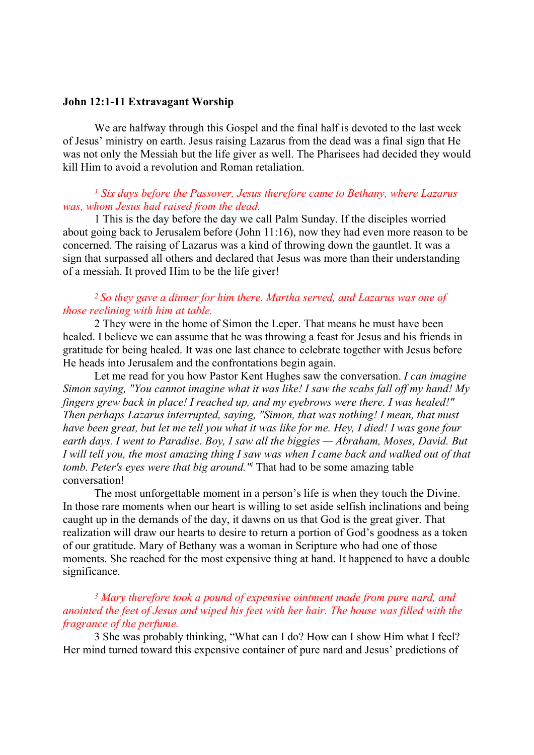**John 12:1-11 Extravagant Worship**

We are halfway through this Gospel and the final half is devoted to the last week of Jesus' ministry on earth. Jesus raising Lazarus from the dead was a final sign that He was not only the Messiah but the life giver as well. The Pharisees had decided they would kill Him to avoid a revolution and Roman retaliation.

*1 Six days before the Passover, Jesus therefore came to Bethany, where Lazarus was, whom Jesus had raised from the dead.*

1 This is the day before the day we call Palm Sunday. If the disciples worried about going back to Jerusalem before (John 11:16), now they had even more reason to be concerned. The raising of Lazarus was a kind of throwing down the gauntlet. It was a sign that surpassed all others and declared that Jesus was more than their understanding of a messiah. It proved Him to be the life giver!

*2 So they gave a dinner for him there. Martha served, and Lazarus was one of those reclining with him at table.*

2 They were in the home of Simon the Leper. That means he must have been healed. I believe we can assume that he was throwing a feast for Jesus and his friends in gratitude for being healed. It was one last chance to celebrate together with Jesus before He heads into Jerusalem and the confrontations begin again.

Let me read for you how Pastor Kent Hughes saw the conversation. *I can imagine Simon saying, "You cannot imagine what it was like! I saw the scabs fall off my hand! My fingers grew back in place! I reached up, and my eyebrows were there. I was healed!" Then perhaps Lazarus interrupted, saying, "Simon, that was nothing! I mean, that must have been great, but let me tell you what it was like for me. Hey, I died! I was gone four earth days. I went to Paradise. Boy, I saw all the biggies — Abraham, Moses, David. But I will tell you, the most amazing thing I saw was when I came back and walked out of that tomb. Peter's eyes were that big around."*[i] That had to be some amazing table conversation!

The most unforgettable moment in a person's life is when they touch the Divine. In those rare moments when our heart is willing to set aside selfish inclinations and being caught up in the demands of the day, it dawns on us that God is the great giver. That realization will draw our hearts to desire to return a portion of God's goodness as a token of our gratitude. Mary of Bethany was a woman in Scripture who had one of those moments. She reached for the most expensive thing at hand. It happened to have a double significance.

*3 Mary therefore took a pound of expensive ointment made from pure nard, and anointed the feet of Jesus and wiped his feet with her hair. The house was filled with the fragrance of the perfume.*

3 She was probably thinking, "What can I do? How can I show Him what I feel? Her mind turned toward this expensive container of pure nard and Jesus' predictions of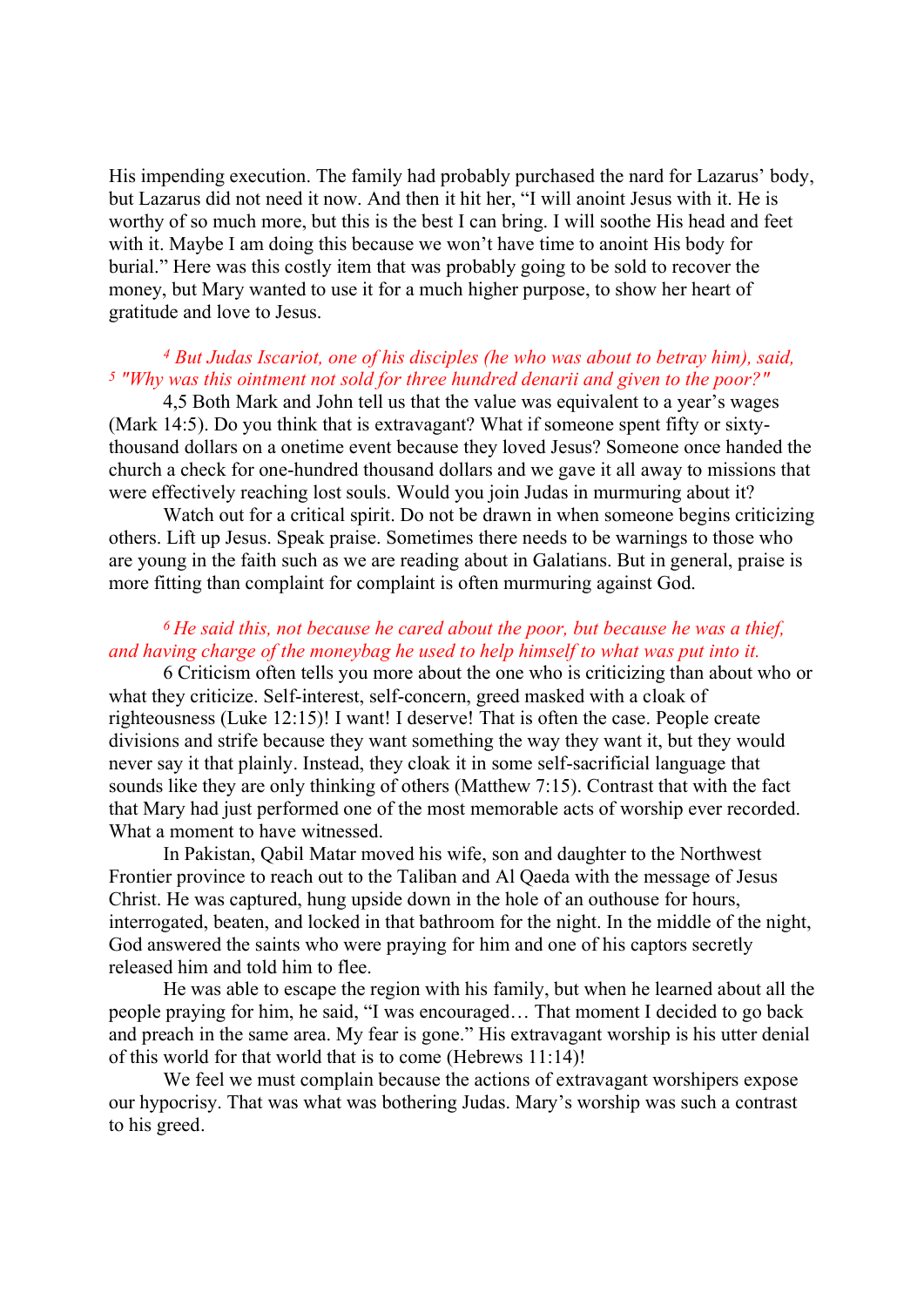His impending execution. The family had probably purchased the nard for Lazarus' body, but Lazarus did not need it now. And then it hit her, "I will anoint Jesus with it. He is worthy of so much more, but this is the best I can bring. I will soothe His head and feet with it. Maybe I am doing this because we won't have time to anoint His body for burial." Here was this costly item that was probably going to be sold to recover the money, but Mary wanted to use it for a much higher purpose, to show her heart of gratitude and love to Jesus.

*4 But Judas Iscariot, one of his disciples (he who was about to betray him), said, 5 "Why was this ointment not sold for three hundred denarii and given to the poor?"*

4,5 Both Mark and John tell us that the value was equivalent to a year's wages (Mark 14:5). Do you think that is extravagant? What if someone spent fifty or sixty-thousand dollars on a onetime event because they loved Jesus? Someone once handed the church a check for one-hundred thousand dollars and we gave it all away to missions that were effectively reaching lost souls. Would you join Judas in murmuring about it?

Watch out for a critical spirit. Do not be drawn in when someone begins criticizing others. Lift up Jesus. Speak praise. Sometimes there needs to be warnings to those who are young in the faith such as we are reading about in Galatians. But in general, praise is more fitting than complaint for complaint is often murmuring against God.

*6 He said this, not because he cared about the poor, but because he was a thief, and having charge of the moneybag he used to help himself to what was put into it.*

6 Criticism often tells you more about the one who is criticizing than about who or what they criticize. Self-interest, self-concern, greed masked with a cloak of righteousness (Luke 12:15)! I want! I deserve! That is often the case. People create divisions and strife because they want something the way they want it, but they would never say it that plainly. Instead, they cloak it in some self-sacrificial language that sounds like they are only thinking of others (Matthew 7:15). Contrast that with the fact that Mary had just performed one of the most memorable acts of worship ever recorded. What a moment to have witnessed.

In Pakistan, Qabil Matar moved his wife, son and daughter to the Northwest Frontier province to reach out to the Taliban and Al Qaeda with the message of Jesus Christ. He was captured, hung upside down in the hole of an outhouse for hours, interrogated, beaten, and locked in that bathroom for the night. In the middle of the night, God answered the saints who were praying for him and one of his captors secretly released him and told him to flee.

He was able to escape the region with his family, but when he learned about all the people praying for him, he said, "I was encouraged… That moment I decided to go back and preach in the same area. My fear is gone." His extravagant worship is his utter denial of this world for that world that is to come (Hebrews 11:14)!

We feel we must complain because the actions of extravagant worshipers expose our hypocrisy. That was what was bothering Judas. Mary's worship was such a contrast to his greed.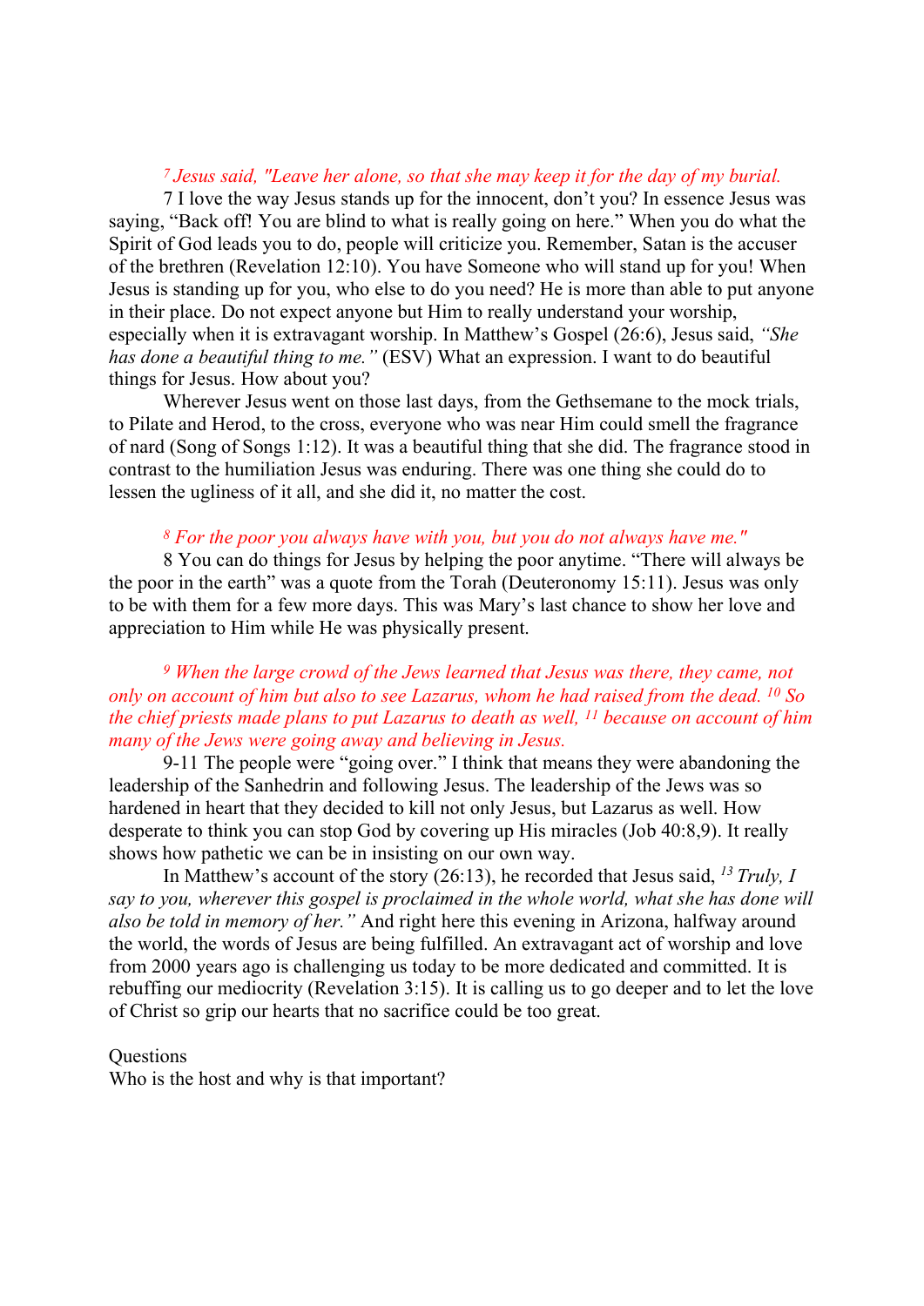*[7] Jesus said, "Leave her alone, so that she may keep it for the day of my burial.*

7 I love the way Jesus stands up for the innocent, don't you? In essence Jesus was saying, "Back off! You are blind to what is really going on here." When you do what the Spirit of God leads you to do, people will criticize you. Remember, Satan is the accuser of the brethren (Revelation 12:10). You have Someone who will stand up for you! When Jesus is standing up for you, who else to do you need? He is more than able to put anyone in their place. Do not expect anyone but Him to really understand your worship, especially when it is extravagant worship. In Matthew's Gospel (26:6), Jesus said, *"She has done a beautiful thing to me."* (ESV) What an expression. I want to do beautiful things for Jesus. How about you?

Wherever Jesus went on those last days, from the Gethsemane to the mock trials, to Pilate and Herod, to the cross, everyone who was near Him could smell the fragrance of nard (Song of Songs 1:12). It was a beautiful thing that she did. The fragrance stood in contrast to the humiliation Jesus was enduring. There was one thing she could do to lessen the ugliness of it all, and she did it, no matter the cost.

*[8] For the poor you always have with you, but you do not always have me."*

8 You can do things for Jesus by helping the poor anytime. "There will always be the poor in the earth" was a quote from the Torah (Deuteronomy 15:11). Jesus was only to be with them for a few more days. This was Mary's last chance to show her love and appreciation to Him while He was physically present.

*[9] When the large crowd of the Jews learned that Jesus was there, they came, not only on account of him but also to see Lazarus, whom he had raised from the dead. [10] So the chief priests made plans to put Lazarus to death as well, [11] because on account of him many of the Jews were going away and believing in Jesus.*

9-11 The people were "going over." I think that means they were abandoning the leadership of the Sanhedrin and following Jesus. The leadership of the Jews was so hardened in heart that they decided to kill not only Jesus, but Lazarus as well. How desperate to think you can stop God by covering up His miracles (Job 40:8,9). It really shows how pathetic we can be in insisting on our own way.

In Matthew's account of the story (26:13), he recorded that Jesus said, *[13] Truly, I say to you, wherever this gospel is proclaimed in the whole world, what she has done will also be told in memory of her."* And right here this evening in Arizona, halfway around the world, the words of Jesus are being fulfilled. An extravagant act of worship and love from 2000 years ago is challenging us today to be more dedicated and committed. It is rebuffing our mediocrity (Revelation 3:15). It is calling us to go deeper and to let the love of Christ so grip our hearts that no sacrifice could be too great.

Questions

Who is the host and why is that important?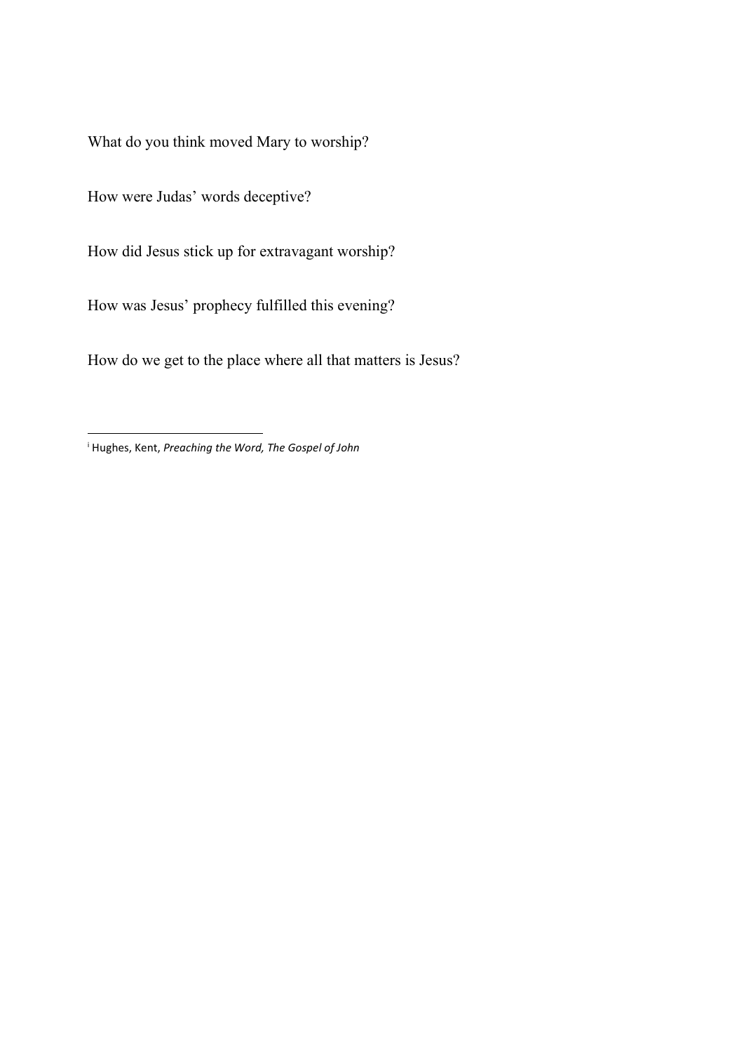What do you think moved Mary to worship?

How were Judas' words deceptive?

How did Jesus stick up for extravagant worship?

How was Jesus' prophecy fulfilled this evening?

How do we get to the place where all that matters is Jesus?

---

[i] Hughes, Kent, *Preaching the Word, The Gospel of John*